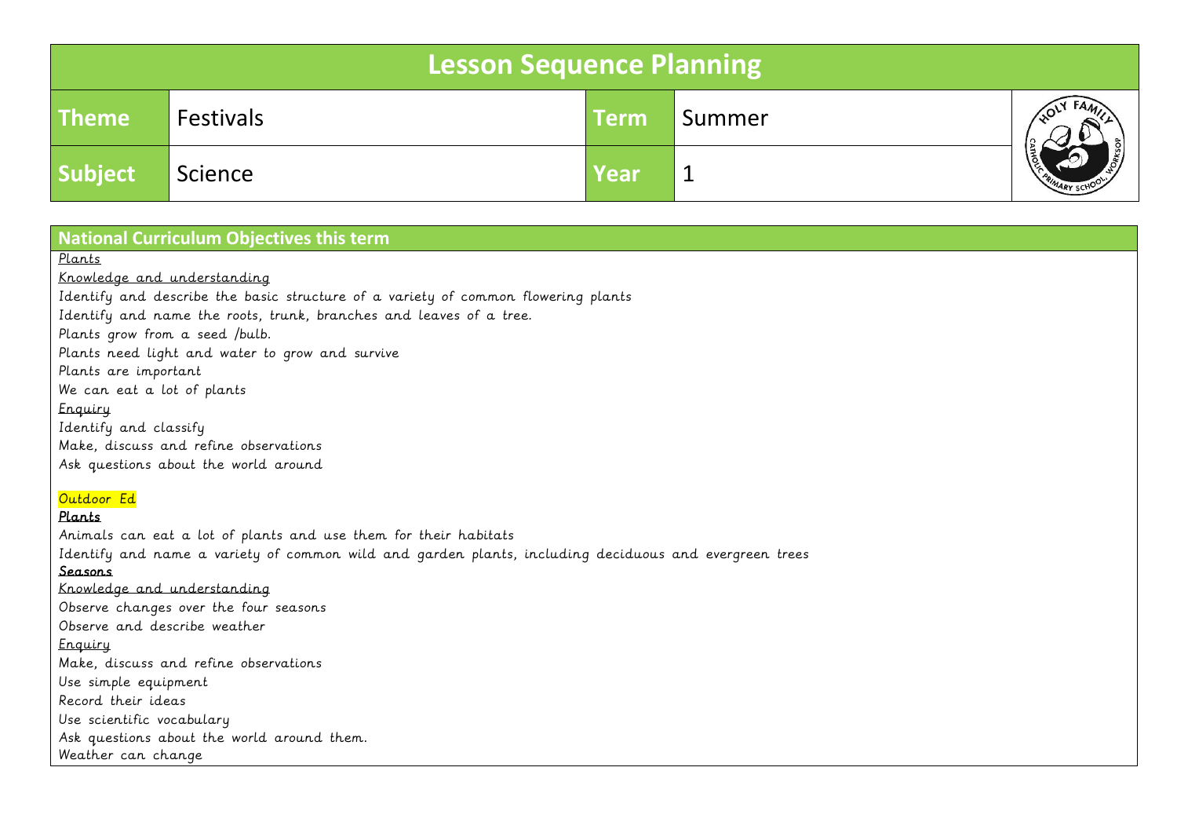# Lesson Sequence Planning

| Theme | Festivals | Term | Summer |
|---|---|---|---|
| Subject | Science | Year | 1 |

## National Curriculum Objectives this term

Plants

Knowledge and understanding

Identify and describe the basic structure of a variety of common flowering plants
Identify and name the roots, trunk, branches and leaves of a tree.
Plants grow from a seed /bulb.
Plants need light and water to grow and survive
Plants are important
We can eat a lot of plants

Enquiry

Identify and classify
Make, discuss and refine observations
Ask questions about the world around

Outdoor Ed

**Plants**

Animals can eat a lot of plants and use them for their habitats
Identify and name a variety of common wild and garden plants, including deciduous and evergreen trees

**Seasons**

Knowledge and understanding

Observe changes over the four seasons
Observe and describe weather

Enquiry

Make, discuss and refine observations
Use simple equipment
Record their ideas
Use scientific vocabulary
Ask questions about the world around them.
Weather can change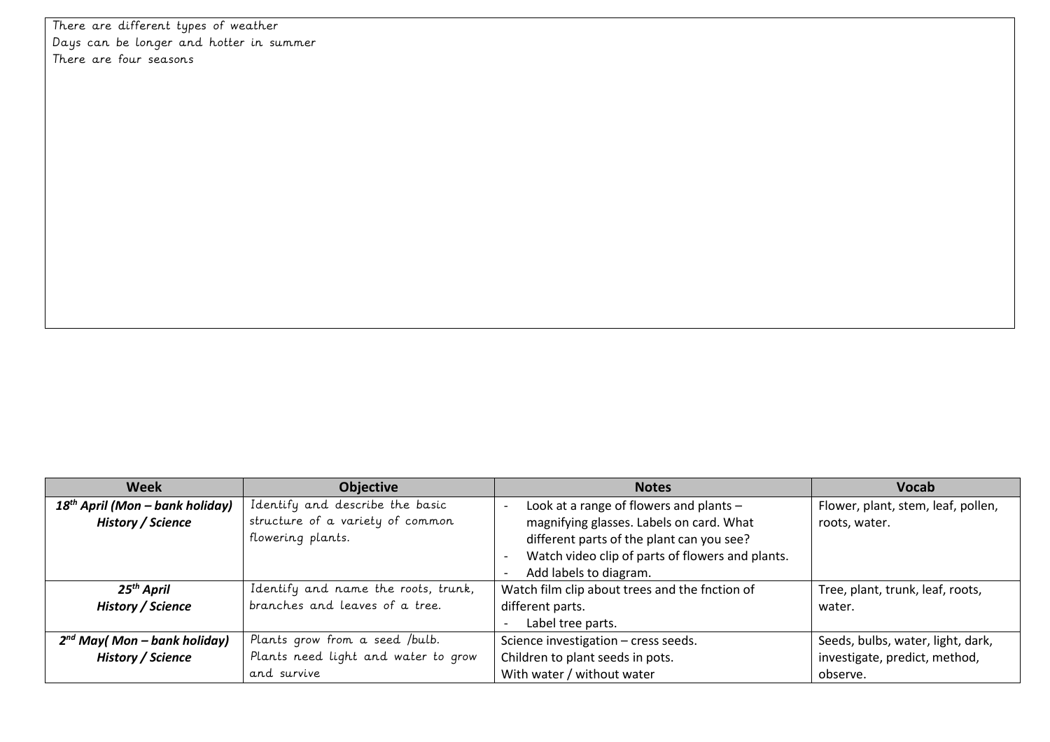There are different types of weather
Days can be longer and hotter in summer
There are four seasons

| Week | Objective | Notes | Vocab |
|---|---|---|---|
| ***18th April (Mon – bank holiday) History / Science*** | Identify and describe the basic structure of a variety of common flowering plants. | - Look at a range of flowers and plants – magnifying glasses. Labels on card. What different parts of the plant can you see?<br>- Watch video clip of parts of flowers and plants.<br>- Add labels to diagram. | Flower, plant, stem, leaf, pollen, roots, water. |
| ***25th April History / Science*** | Identify and name the roots, trunk, branches and leaves of a tree. | Watch film clip about trees and the fnction of different parts.<br>- Label tree parts. | Tree, plant, trunk, leaf, roots, water. |
| ***2nd May( Mon – bank holiday) History / Science*** | Plants grow from a seed /bulb. Plants need light and water to grow and survive | Science investigation – cress seeds.<br>Children to plant seeds in pots.<br>With water / without water | Seeds, bulbs, water, light, dark, investigate, predict, method, observe. |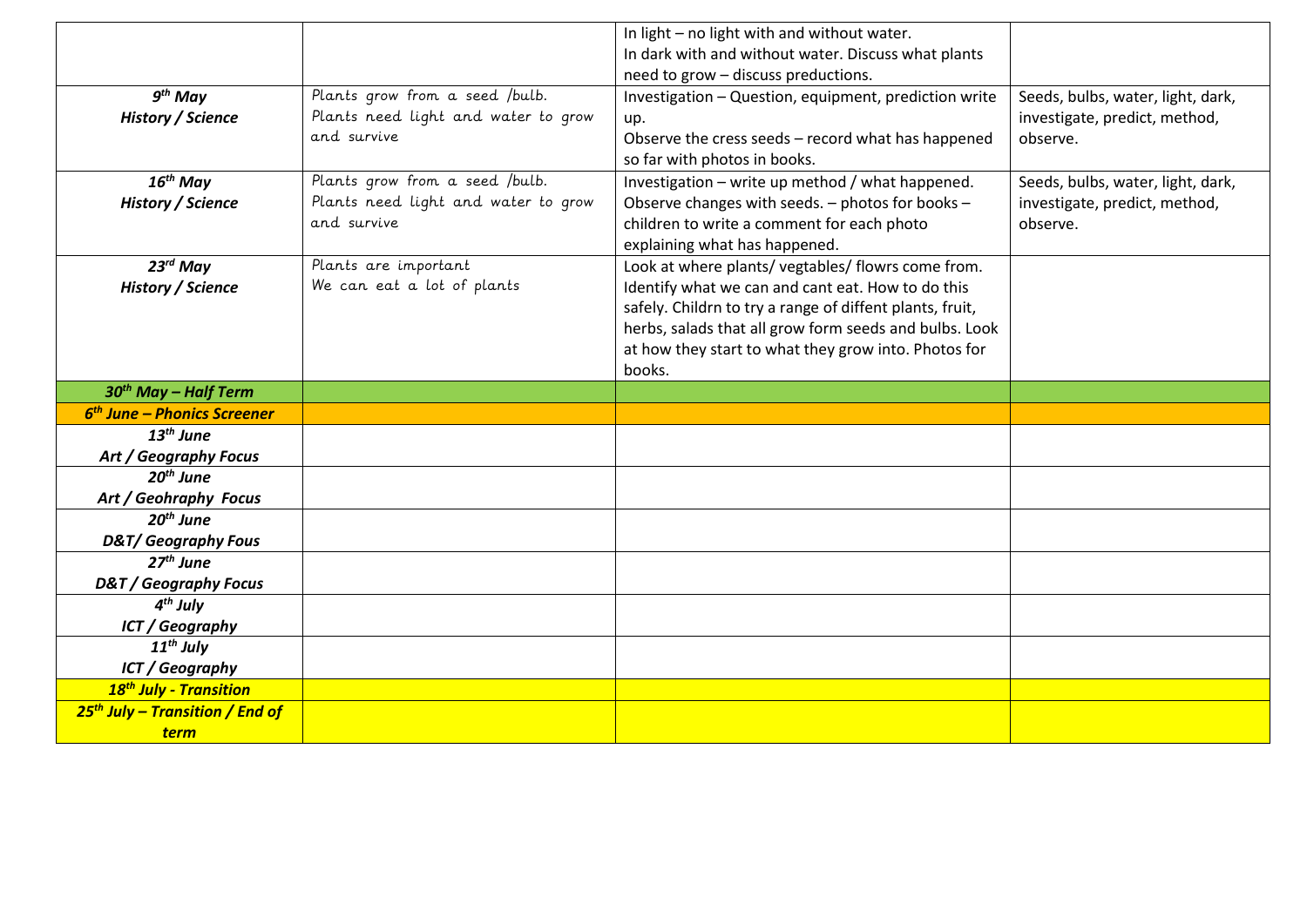| | | | |
|---|---|---|---|
| | | In light – no light with and without water.<br>In dark with and without water. Discuss what plants need to grow – discuss preductions. | |
| ***9th May History / Science*** | Plants grow from a seed /bulb.<br>Plants need light and water to grow and survive | Investigation – Question, equipment, prediction write up.<br>Observe the cress seeds – record what has happened so far with photos in books. | Seeds, bulbs, water, light, dark, investigate, predict, method, observe. |
| ***16th May History / Science*** | Plants grow from a seed /bulb.<br>Plants need light and water to grow and survive | Investigation – write up method / what happened.<br>Observe changes with seeds. – photos for books – children to write a comment for each photo explaining what has happened. | Seeds, bulbs, water, light, dark, investigate, predict, method, observe. |
| ***23rd May History / Science*** | Plants are important<br>We can eat a lot of plants | Look at where plants/ vegtables/ flowrs come from. Identify what we can and cant eat. How to do this safely. Childrn to try a range of diffent plants, fruit, herbs, salads that all grow form seeds and bulbs. Look at how they start to what they grow into. Photos for books. | |
| ***30th May – Half Term*** | | | |
| ***6th June – Phonics Screener*** | | | |
| ***13th June Art / Geography Focus*** | | | |
| ***20th June Art / Geohraphy Focus*** | | | |
| ***20th June D&T/ Geography Fous*** | | | |
| ***27th June D&T / Geography Focus*** | | | |
| ***4th July ICT / Geography*** | | | |
| ***11th July ICT / Geography*** | | | |
| ***18th July - Transition*** | | | |
| ***25th July – Transition / End of term*** | | | |